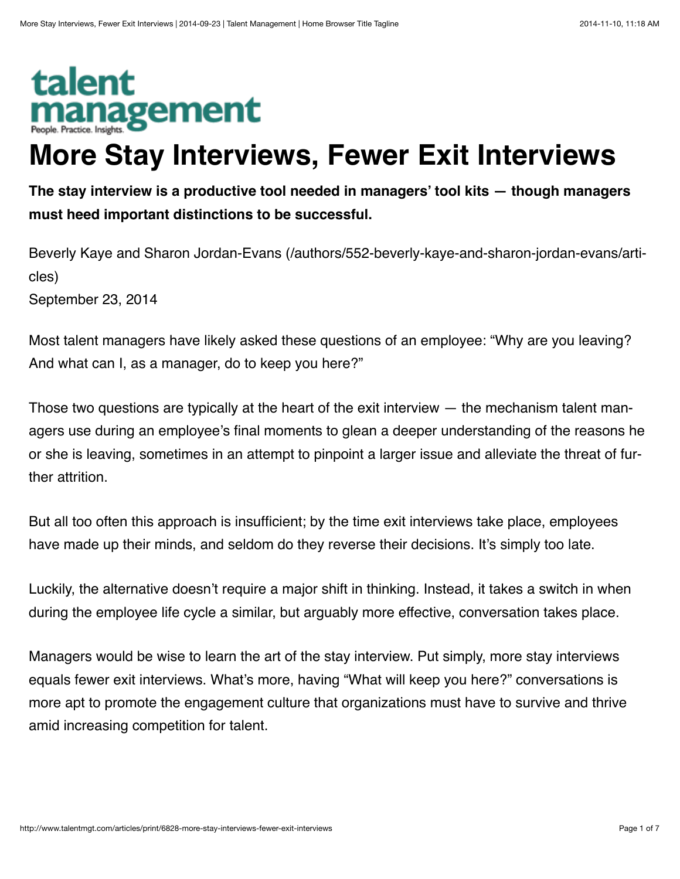talent management
People. Practice. Insights.

# More Stay Interviews, Fewer Exit Interviews

**The stay interview is a productive tool needed in managers' tool kits — though managers must heed important distinctions to be successful.**

Beverly Kaye and Sharon Jordan-Evans (/authors/552-beverly-kaye-and-sharon-jordan-evans/articles)
September 23, 2014

Most talent managers have likely asked these questions of an employee: "Why are you leaving? And what can I, as a manager, do to keep you here?"

Those two questions are typically at the heart of the exit interview — the mechanism talent managers use during an employee's final moments to glean a deeper understanding of the reasons he or she is leaving, sometimes in an attempt to pinpoint a larger issue and alleviate the threat of further attrition.

But all too often this approach is insufficient; by the time exit interviews take place, employees have made up their minds, and seldom do they reverse their decisions. It's simply too late.

Luckily, the alternative doesn't require a major shift in thinking. Instead, it takes a switch in when during the employee life cycle a similar, but arguably more effective, conversation takes place.

Managers would be wise to learn the art of the stay interview. Put simply, more stay interviews equals fewer exit interviews. What's more, having "What will keep you here?" conversations is more apt to promote the engagement culture that organizations must have to survive and thrive amid increasing competition for talent.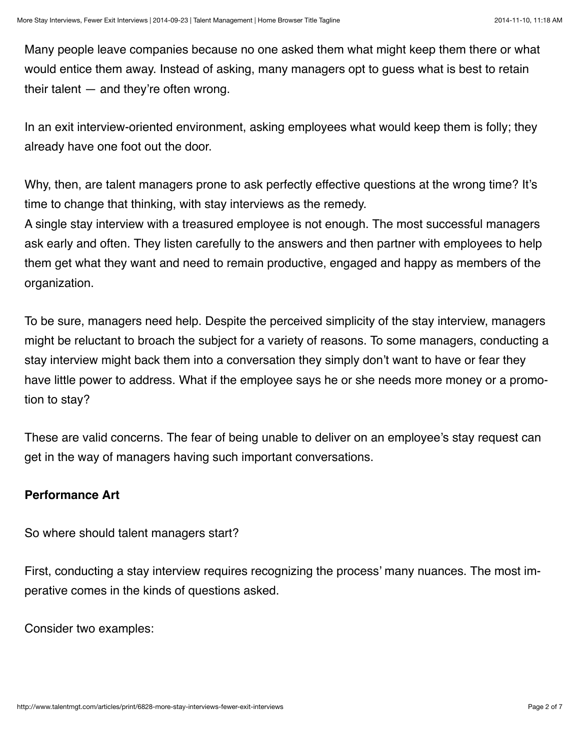Many people leave companies because no one asked them what might keep them there or what would entice them away. Instead of asking, many managers opt to guess what is best to retain their talent — and they're often wrong.

In an exit interview-oriented environment, asking employees what would keep them is folly; they already have one foot out the door.

Why, then, are talent managers prone to ask perfectly effective questions at the wrong time? It's time to change that thinking, with stay interviews as the remedy.

A single stay interview with a treasured employee is not enough. The most successful managers ask early and often. They listen carefully to the answers and then partner with employees to help them get what they want and need to remain productive, engaged and happy as members of the organization.

To be sure, managers need help. Despite the perceived simplicity of the stay interview, managers might be reluctant to broach the subject for a variety of reasons. To some managers, conducting a stay interview might back them into a conversation they simply don't want to have or fear they have little power to address. What if the employee says he or she needs more money or a promotion to stay?

These are valid concerns. The fear of being unable to deliver on an employee's stay request can get in the way of managers having such important conversations.

**Performance Art**

So where should talent managers start?

First, conducting a stay interview requires recognizing the process' many nuances. The most imperative comes in the kinds of questions asked.

Consider two examples: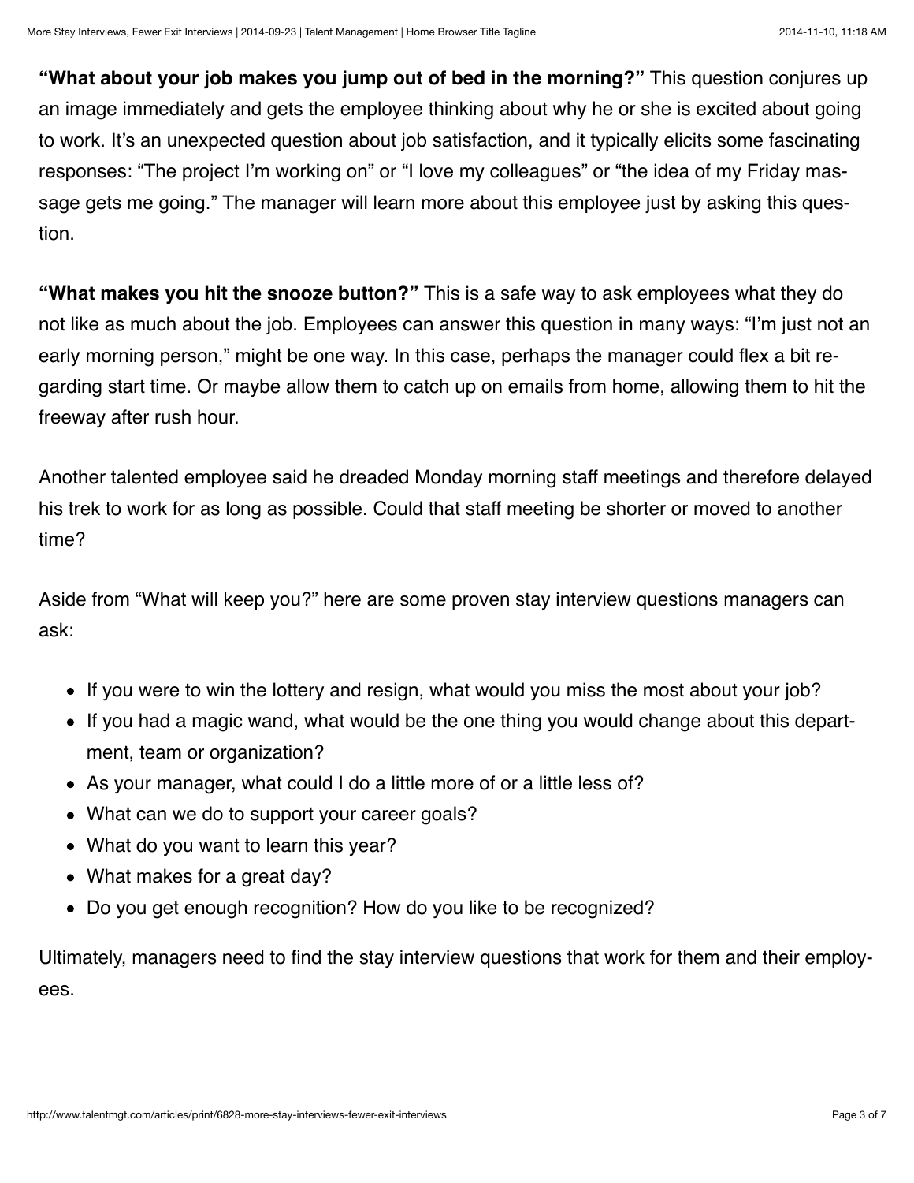**"What about your job makes you jump out of bed in the morning?"** This question conjures up an image immediately and gets the employee thinking about why he or she is excited about going to work. It's an unexpected question about job satisfaction, and it typically elicits some fascinating responses: "The project I'm working on" or "I love my colleagues" or "the idea of my Friday massage gets me going." The manager will learn more about this employee just by asking this question.

**"What makes you hit the snooze button?"** This is a safe way to ask employees what they do not like as much about the job. Employees can answer this question in many ways: "I'm just not an early morning person," might be one way. In this case, perhaps the manager could flex a bit regarding start time. Or maybe allow them to catch up on emails from home, allowing them to hit the freeway after rush hour.

Another talented employee said he dreaded Monday morning staff meetings and therefore delayed his trek to work for as long as possible. Could that staff meeting be shorter or moved to another time?

Aside from "What will keep you?" here are some proven stay interview questions managers can ask:

- If you were to win the lottery and resign, what would you miss the most about your job?
- If you had a magic wand, what would be the one thing you would change about this department, team or organization?
- As your manager, what could I do a little more of or a little less of?
- What can we do to support your career goals?
- What do you want to learn this year?
- What makes for a great day?
- Do you get enough recognition? How do you like to be recognized?

Ultimately, managers need to find the stay interview questions that work for them and their employees.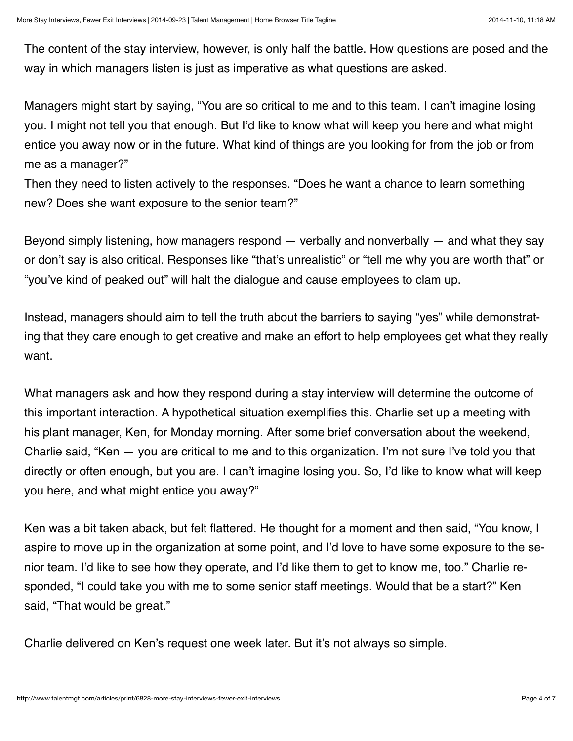The content of the stay interview, however, is only half the battle. How questions are posed and the way in which managers listen is just as imperative as what questions are asked.

Managers might start by saying, "You are so critical to me and to this team. I can't imagine losing you. I might not tell you that enough. But I'd like to know what will keep you here and what might entice you away now or in the future. What kind of things are you looking for from the job or from me as a manager?"
Then they need to listen actively to the responses. "Does he want a chance to learn something new? Does she want exposure to the senior team?"

Beyond simply listening, how managers respond — verbally and nonverbally — and what they say or don't say is also critical. Responses like "that's unrealistic" or "tell me why you are worth that" or "you've kind of peaked out" will halt the dialogue and cause employees to clam up.

Instead, managers should aim to tell the truth about the barriers to saying "yes" while demonstrating that they care enough to get creative and make an effort to help employees get what they really want.

What managers ask and how they respond during a stay interview will determine the outcome of this important interaction. A hypothetical situation exemplifies this. Charlie set up a meeting with his plant manager, Ken, for Monday morning. After some brief conversation about the weekend, Charlie said, "Ken — you are critical to me and to this organization. I'm not sure I've told you that directly or often enough, but you are. I can't imagine losing you. So, I'd like to know what will keep you here, and what might entice you away?"

Ken was a bit taken aback, but felt flattered. He thought for a moment and then said, "You know, I aspire to move up in the organization at some point, and I'd love to have some exposure to the senior team. I'd like to see how they operate, and I'd like them to get to know me, too." Charlie responded, "I could take you with me to some senior staff meetings. Would that be a start?" Ken said, "That would be great."

Charlie delivered on Ken's request one week later. But it's not always so simple.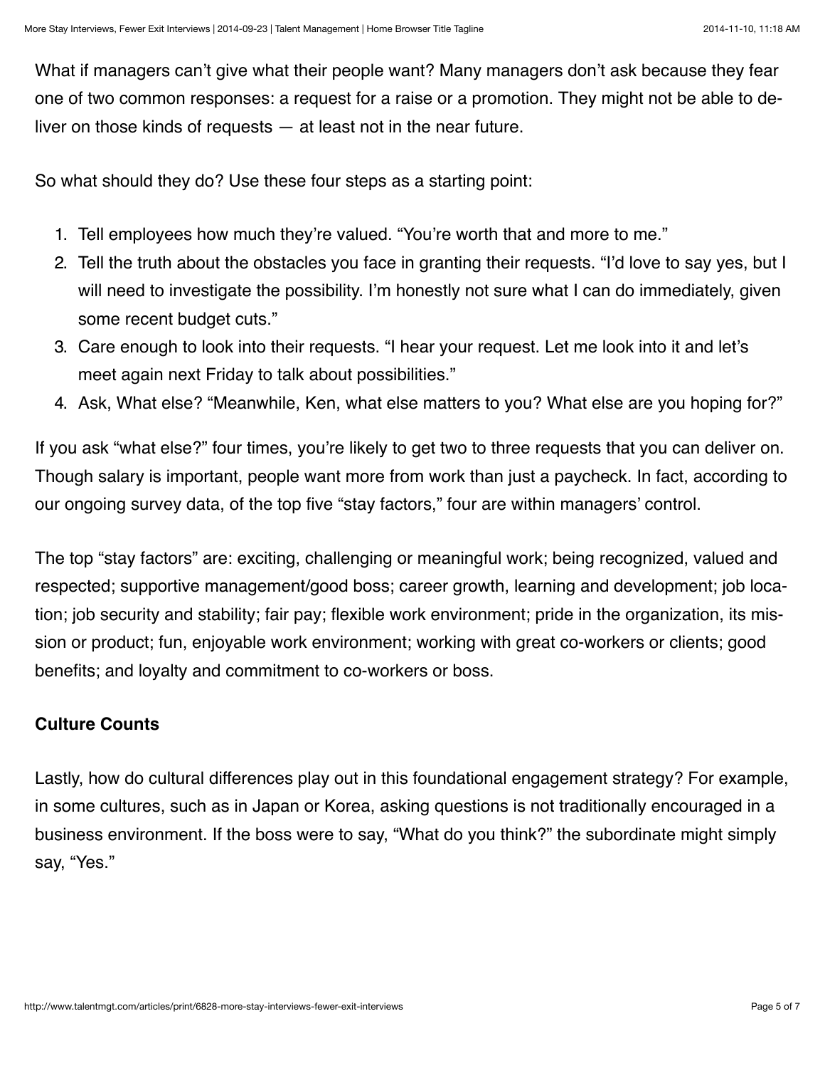What if managers can't give what their people want? Many managers don't ask because they fear one of two common responses: a request for a raise or a promotion. They might not be able to deliver on those kinds of requests — at least not in the near future.

So what should they do? Use these four steps as a starting point:

1. Tell employees how much they're valued. "You're worth that and more to me."
2. Tell the truth about the obstacles you face in granting their requests. "I'd love to say yes, but I will need to investigate the possibility. I'm honestly not sure what I can do immediately, given some recent budget cuts."
3. Care enough to look into their requests. "I hear your request. Let me look into it and let's meet again next Friday to talk about possibilities."
4. Ask, What else? "Meanwhile, Ken, what else matters to you? What else are you hoping for?"

If you ask "what else?" four times, you're likely to get two to three requests that you can deliver on. Though salary is important, people want more from work than just a paycheck. In fact, according to our ongoing survey data, of the top five "stay factors," four are within managers' control.

The top "stay factors" are: exciting, challenging or meaningful work; being recognized, valued and respected; supportive management/good boss; career growth, learning and development; job location; job security and stability; fair pay; flexible work environment; pride in the organization, its mission or product; fun, enjoyable work environment; working with great co-workers or clients; good benefits; and loyalty and commitment to co-workers or boss.

**Culture Counts**

Lastly, how do cultural differences play out in this foundational engagement strategy? For example, in some cultures, such as in Japan or Korea, asking questions is not traditionally encouraged in a business environment. If the boss were to say, "What do you think?" the subordinate might simply say, "Yes."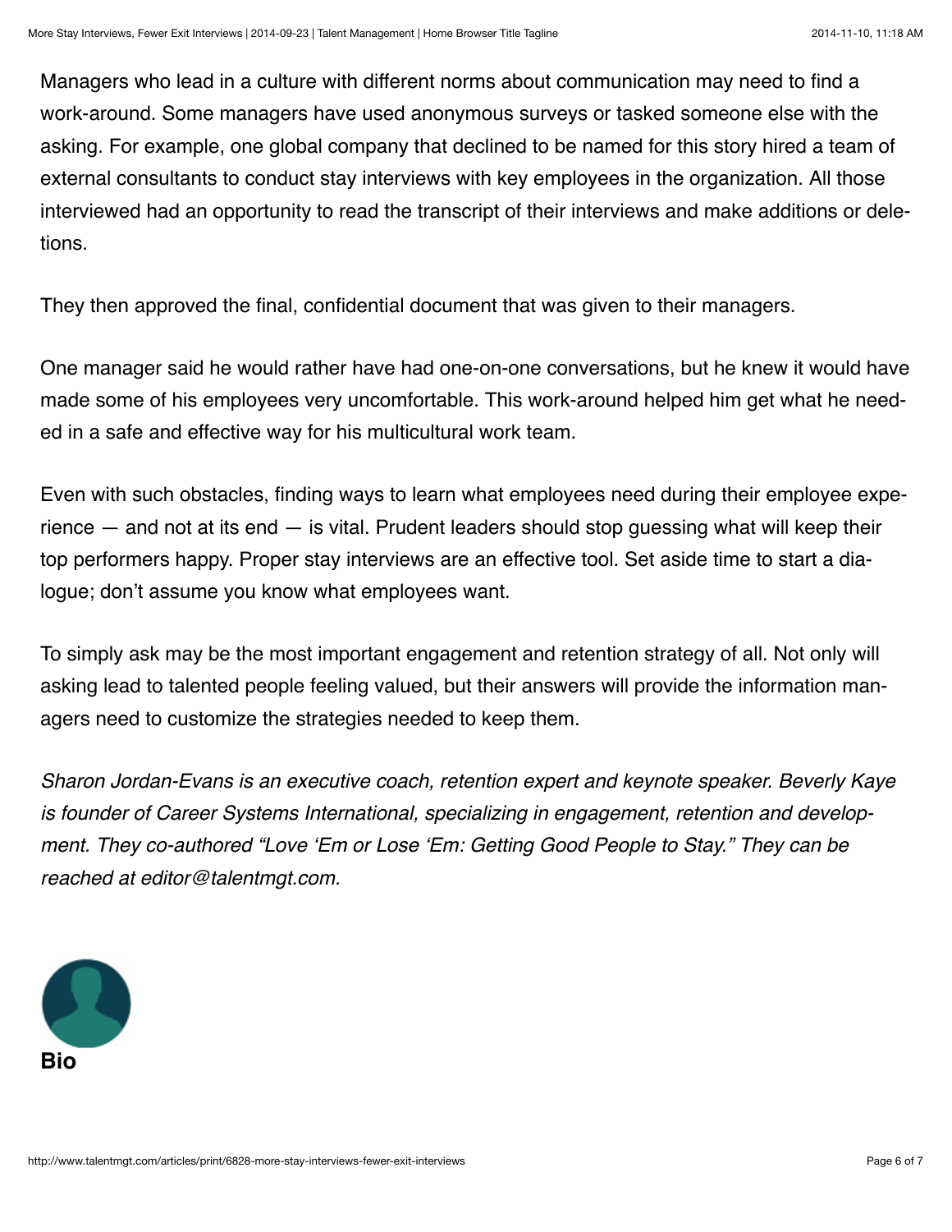Managers who lead in a culture with different norms about communication may need to find a work-around. Some managers have used anonymous surveys or tasked someone else with the asking. For example, one global company that declined to be named for this story hired a team of external consultants to conduct stay interviews with key employees in the organization. All those interviewed had an opportunity to read the transcript of their interviews and make additions or deletions.

They then approved the final, confidential document that was given to their managers.

One manager said he would rather have had one-on-one conversations, but he knew it would have made some of his employees very uncomfortable. This work-around helped him get what he needed in a safe and effective way for his multicultural work team.

Even with such obstacles, finding ways to learn what employees need during their employee experience — and not at its end — is vital. Prudent leaders should stop guessing what will keep their top performers happy. Proper stay interviews are an effective tool. Set aside time to start a dialogue; don't assume you know what employees want.

To simply ask may be the most important engagement and retention strategy of all. Not only will asking lead to talented people feeling valued, but their answers will provide the information managers need to customize the strategies needed to keep them.

*Sharon Jordan-Evans is an executive coach, retention expert and keynote speaker. Beverly Kaye is founder of Career Systems International, specializing in engagement, retention and development. They co-authored "Love 'Em or Lose 'Em: Getting Good People to Stay." They can be reached at editor@talentmgt.com.*

**Bio**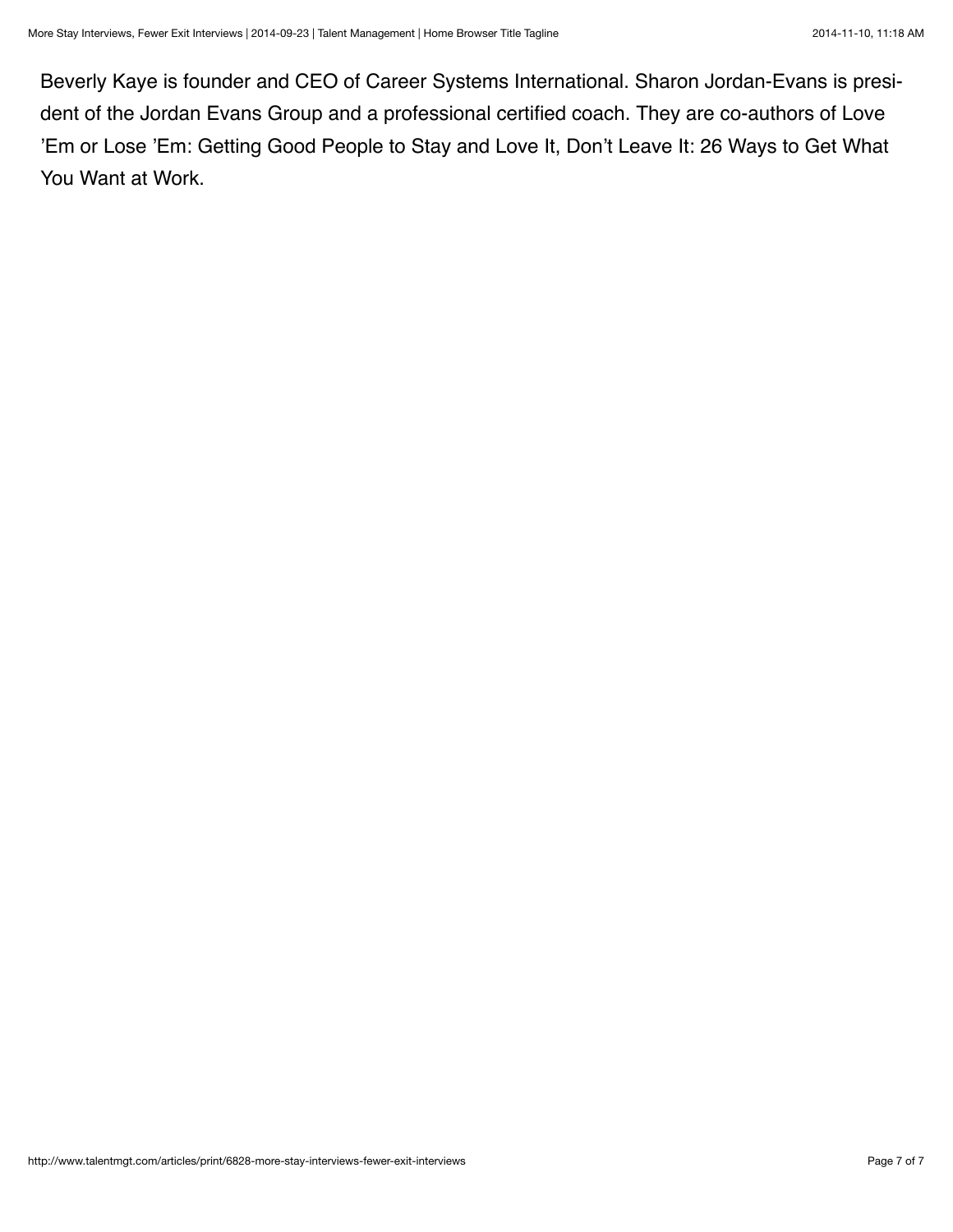Beverly Kaye is founder and CEO of Career Systems International. Sharon Jordan-Evans is president of the Jordan Evans Group and a professional certified coach. They are co-authors of Love 'Em or Lose 'Em: Getting Good People to Stay and Love It, Don't Leave It: 26 Ways to Get What You Want at Work.